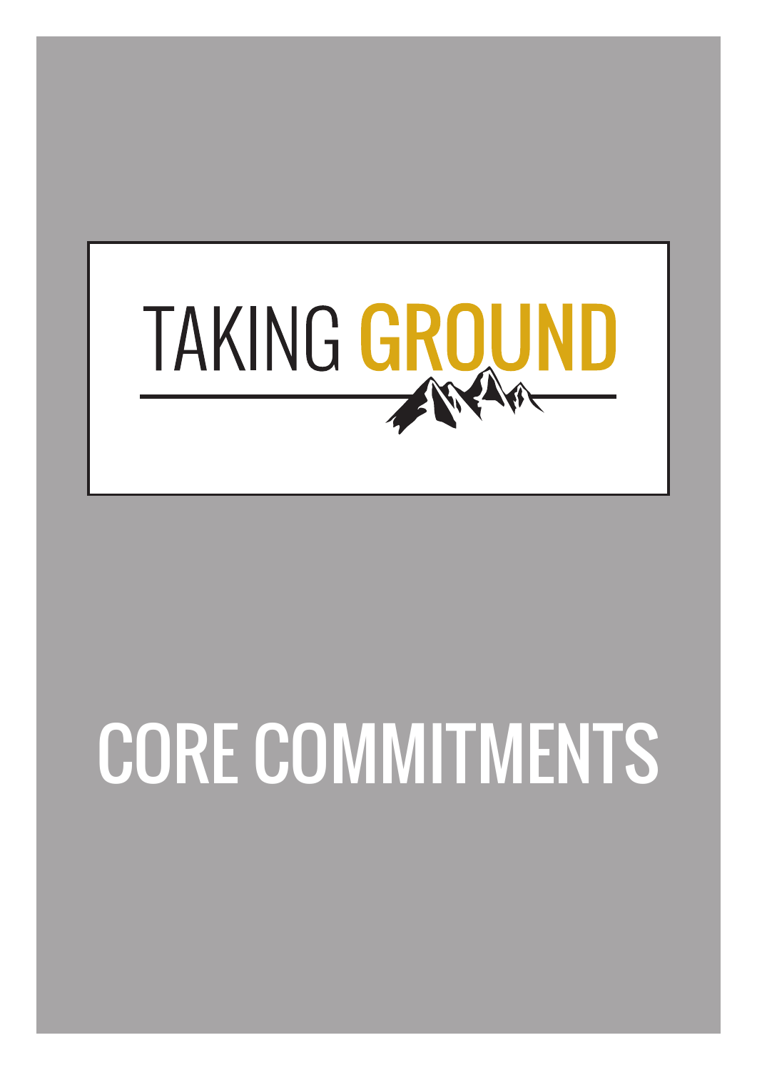# TAKING GROUND

# CORE COMMITMENTS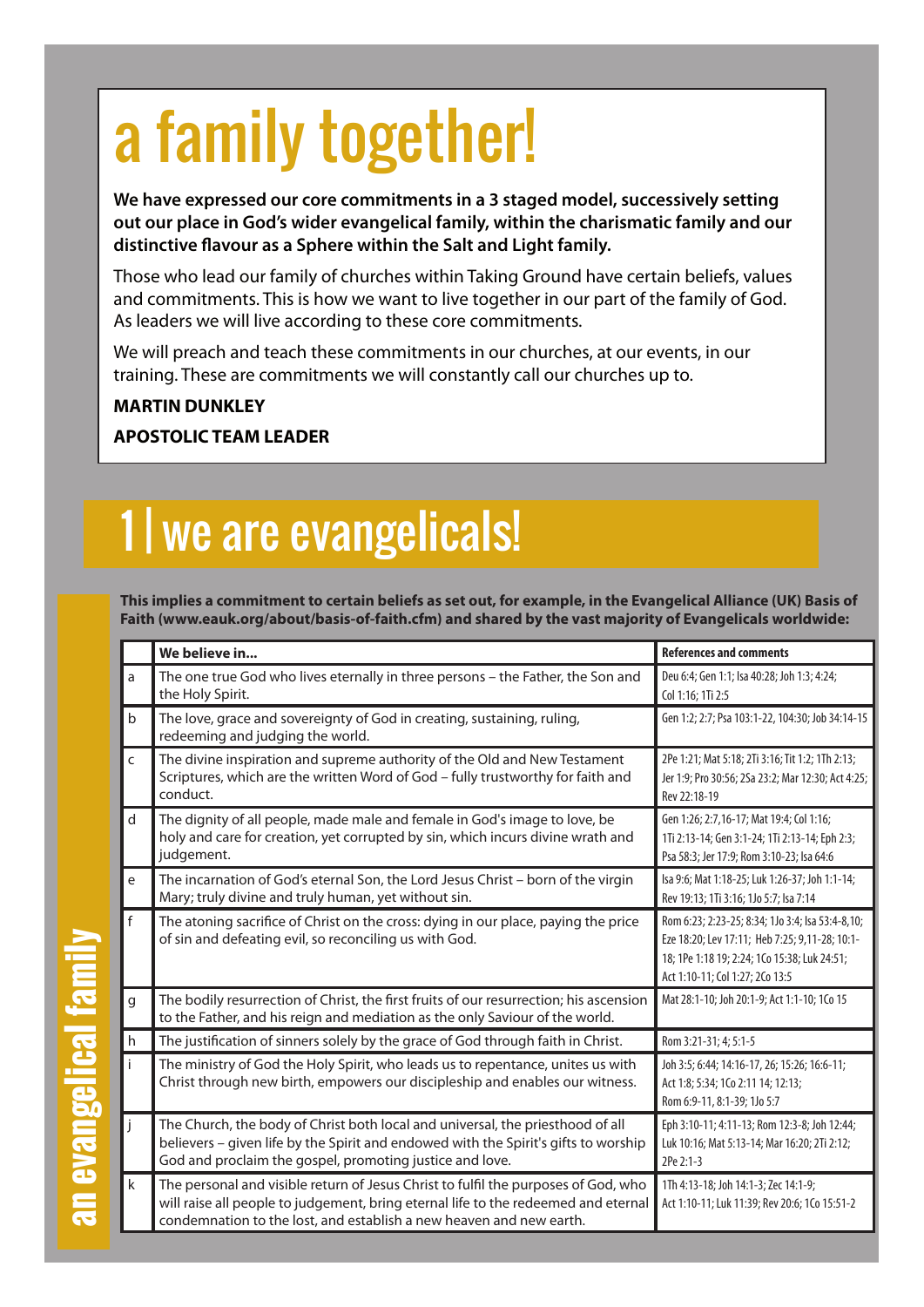# a family together!

**We have expressed our core commitments in a 3 staged model, successively setting out our place in God's wider evangelical family, within the charismatic family and our distinctive flavour as a Sphere within the Salt and Light family.**

Those who lead our family of churches within Taking Ground have certain beliefs, values and commitments. This is how we want to live together in our part of the family of God. As leaders we will live according to these core commitments.

We will preach and teach these commitments in our churches, at our events, in our training. These are commitments we will constantly call our churches up to.

**MARTIN DUNKLEY**

**APOSTOLIC TEAM LEADER**

## 1 | we are evangelicals!

an evangelical family

**This implies a commitment to certain beliefs as set out, for example, in the Evangelical Alliance (UK) Basis of Faith (www.eauk.org/about/basis-of-faith.cfm) and shared by the vast majority of Evangelicals worldwide:**

| | We believe in... | References and comments |
|---|---|---|
| a | The one true God who lives eternally in three persons – the Father, the Son and the Holy Spirit. | Deu 6:4; Gen 1:1; Isa 40:28; Joh 1:3; 4:24; Col 1:16; 1Ti 2:5 |
| b | The love, grace and sovereignty of God in creating, sustaining, ruling, redeeming and judging the world. | Gen 1:2; 2:7; Psa 103:1-22, 104:30; Job 34:14-15 |
| c | The divine inspiration and supreme authority of the Old and New Testament Scriptures, which are the written Word of God – fully trustworthy for faith and conduct. | 2Pe 1:21; Mat 5:18; 2Ti 3:16; Tit 1:2; 1Th 2:13; Jer 1:9; Pro 30:56; 2Sa 23:2; Mar 12:30; Act 4:25; Rev 22:18-19 |
| d | The dignity of all people, made male and female in God's image to love, be holy and care for creation, yet corrupted by sin, which incurs divine wrath and judgement. | Gen 1:26; 2:7,16-17; Mat 19:4; Col 1:16; 1Ti 2:13-14; Gen 3:1-24; 1Ti 2:13-14; Eph 2:3; Psa 58:3; Jer 17:9; Rom 3:10-23; Isa 64:6 |
| e | The incarnation of God's eternal Son, the Lord Jesus Christ – born of the virgin Mary; truly divine and truly human, yet without sin. | Isa 9:6; Mat 1:18-25; Luk 1:26-37; Joh 1:1-14; Rev 19:13; 1Ti 3:16; 1Jo 5:7; Isa 7:14 |
| f | The atoning sacrifice of Christ on the cross: dying in our place, paying the price of sin and defeating evil, so reconciling us with God. | Rom 6:23; 2:23-25; 8:34; 1Jo 3:4; Isa 53:4-8,10; Eze 18:20; Lev 17:11; Heb 7:25; 9,11-28; 10:1-18; 1Pe 1:18 19; 2:24; 1Co 15:38; Luk 24:51; Act 1:10-11; Col 1:27; 2Co 13:5 |
| g | The bodily resurrection of Christ, the first fruits of our resurrection; his ascension to the Father, and his reign and mediation as the only Saviour of the world. | Mat 28:1-10; Joh 20:1-9; Act 1:1-10; 1Co 15 |
| h | The justification of sinners solely by the grace of God through faith in Christ. | Rom 3:21-31; 4; 5:1-5 |
| i | The ministry of God the Holy Spirit, who leads us to repentance, unites us with Christ through new birth, empowers our discipleship and enables our witness. | Joh 3:5; 6:44; 14:16-17, 26; 15:26; 16:6-11; Act 1:8; 5:34; 1Co 2:11 14; 12:13; Rom 6:9-11, 8:1-39; 1Jo 5:7 |
| j | The Church, the body of Christ both local and universal, the priesthood of all believers – given life by the Spirit and endowed with the Spirit's gifts to worship God and proclaim the gospel, promoting justice and love. | Eph 3:10-11; 4:11-13; Rom 12:3-8; Joh 12:44; Luk 10:16; Mat 5:13-14; Mar 16:20; 2Ti 2:12; 2Pe 2:1-3 |
| k | The personal and visible return of Jesus Christ to fulfil the purposes of God, who will raise all people to judgement, bring eternal life to the redeemed and eternal condemnation to the lost, and establish a new heaven and new earth. | 1Th 4:13-18; Joh 14:1-3; Zec 14:1-9; Act 1:10-11; Luk 11:39; Rev 20:6; 1Co 15:51-2 |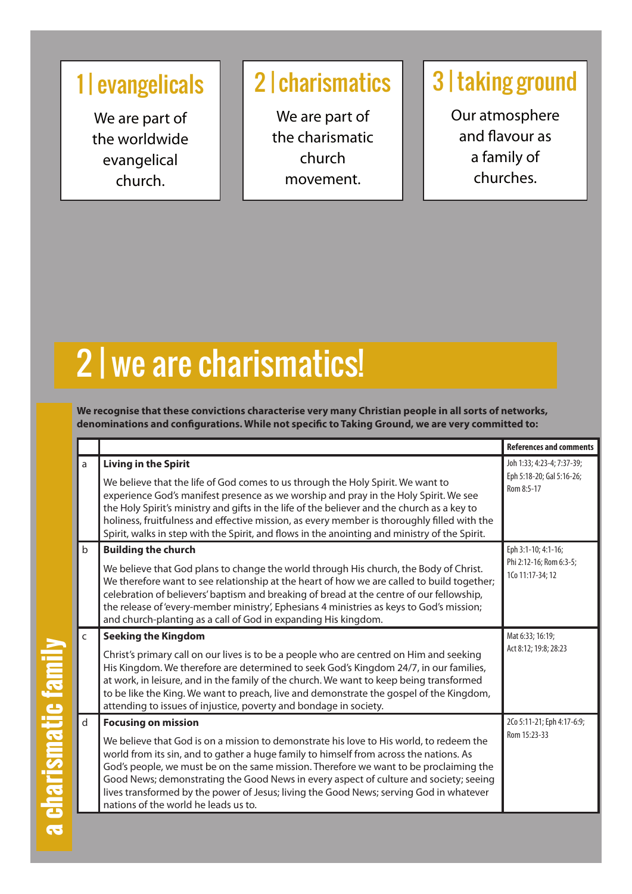## 1 | evangelicals

We are part of the worldwide evangelical church.

## 2 | charismatics

We are part of the charismatic church movement.

## 3 | taking ground

Our atmosphere and flavour as a family of churches.

# 2 | we are charismatics!

a charismatic family

**We recognise that these convictions characterise very many Christian people in all sorts of networks, denominations and configurations. While not specific to Taking Ground, we are very committed to:**

| | | References and comments |
|---|---|---|
| a | **Living in the Spirit**<br><br>We believe that the life of God comes to us through the Holy Spirit. We want to experience God's manifest presence as we worship and pray in the Holy Spirit. We see the Holy Spirit's ministry and gifts in the life of the believer and the church as a key to holiness, fruitfulness and effective mission, as every member is thoroughly filled with the Spirit, walks in step with the Spirit, and flows in the anointing and ministry of the Spirit. | Joh 1:33; 4:23-4; 7:37-39; Eph 5:18-20; Gal 5:16-26; Rom 8:5-17 |
| b | **Building the church**<br><br>We believe that God plans to change the world through His church, the Body of Christ. We therefore want to see relationship at the heart of how we are called to build together; celebration of believers' baptism and breaking of bread at the centre of our fellowship, the release of 'every-member ministry', Ephesians 4 ministries as keys to God's mission; and church-planting as a call of God in expanding His kingdom. | Eph 3:1-10; 4:1-16; Phi 2:12-16; Rom 6:3-5; 1Co 11:17-34; 12 |
| c | **Seeking the Kingdom**<br><br>Christ's primary call on our lives is to be a people who are centred on Him and seeking His Kingdom. We therefore are determined to seek God's Kingdom 24/7, in our families, at work, in leisure, and in the family of the church. We want to keep being transformed to be like the King. We want to preach, live and demonstrate the gospel of the Kingdom, attending to issues of injustice, poverty and bondage in society. | Mat 6:33; 16:19; Act 8:12; 19:8; 28:23 |
| d | **Focusing on mission**<br><br>We believe that God is on a mission to demonstrate his love to His world, to redeem the world from its sin, and to gather a huge family to himself from across the nations. As God's people, we must be on the same mission. Therefore we want to be proclaiming the Good News; demonstrating the Good News in every aspect of culture and society; seeing lives transformed by the power of Jesus; living the Good News; serving God in whatever nations of the world he leads us to. | 2Co 5:11-21; Eph 4:17-6:9; Rom 15:23-33 |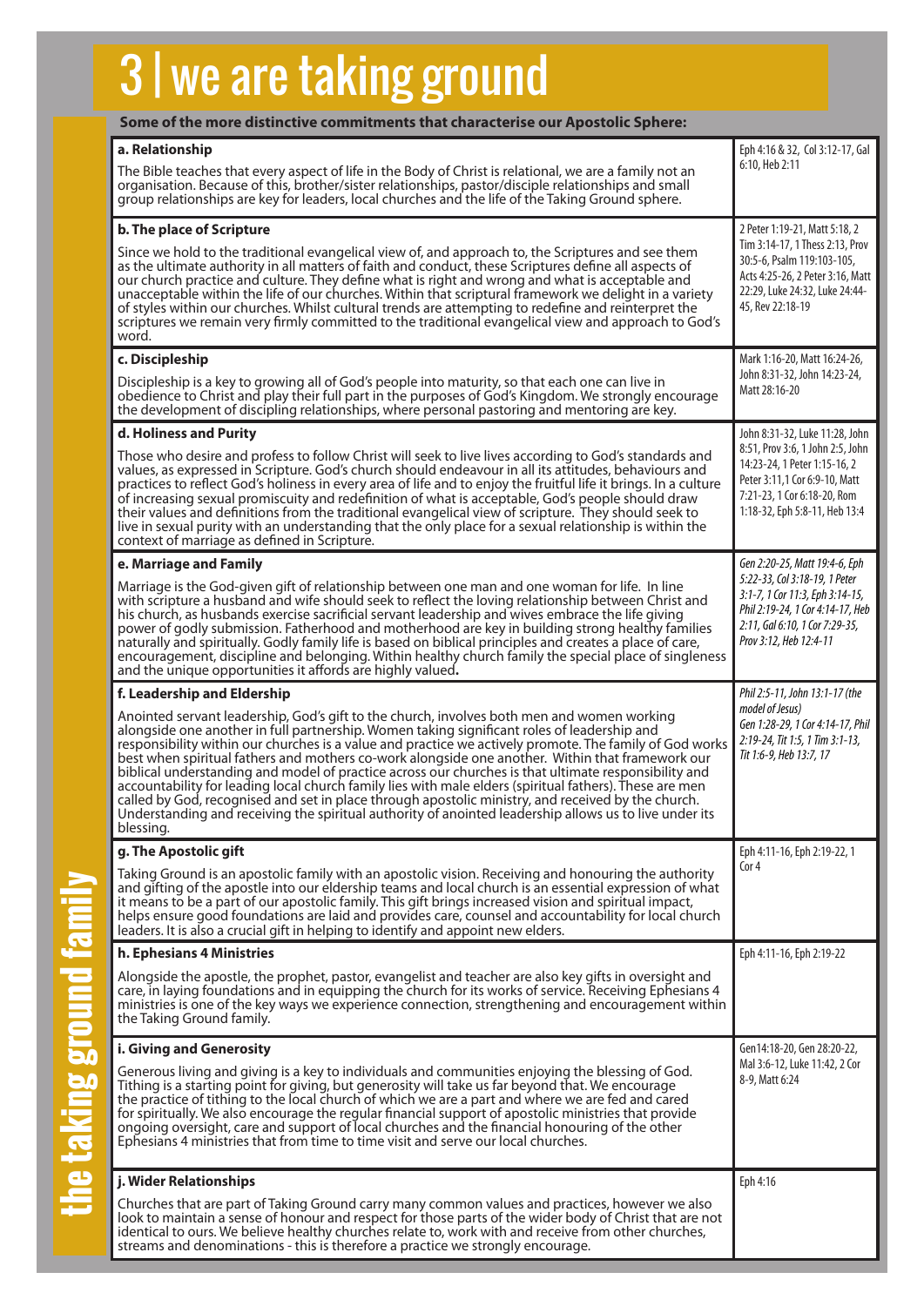# 3 | we are taking ground

**Some of the more distinctive commitments that characterise our Apostolic Sphere:**

| | |
|---|---|
| **a. Relationship**<br><br>The Bible teaches that every aspect of life in the Body of Christ is relational, we are a family not an organisation. Because of this, brother/sister relationships, pastor/disciple relationships and small group relationships are key for leaders, local churches and the life of the Taking Ground sphere. | Eph 4:16 & 32, Col 3:12-17, Gal 6:10, Heb 2:11 |
| **b. The place of Scripture**<br><br>Since we hold to the traditional evangelical view of, and approach to, the Scriptures and see them as the ultimate authority in all matters of faith and conduct, these Scriptures define all aspects of our church practice and culture. They define what is right and wrong and what is acceptable and unacceptable within the life of our churches. Within that scriptural framework we delight in a variety of styles within our churches. Whilst cultural trends are attempting to redefine and reinterpret the scriptures we remain very firmly committed to the traditional evangelical view and approach to God's word. | 2 Peter 1:19-21, Matt 5:18, 2 Tim 3:14-17, 1 Thess 2:13, Prov 30:5-6, Psalm 119:103-105, Acts 4:25-26, 2 Peter 3:16, Matt 22:29, Luke 24:32, Luke 24:44-45, Rev 22:18-19 |
| **c. Discipleship**<br><br>Discipleship is a key to growing all of God's people into maturity, so that each one can live in obedience to Christ and play their full part in the purposes of God's Kingdom. We strongly encourage the development of discipling relationships, where personal pastoring and mentoring are key. | Mark 1:16-20, Matt 16:24-26, John 8:31-32, John 14:23-24, Matt 28:16-20 |
| **d. Holiness and Purity**<br><br>Those who desire and profess to follow Christ will seek to live lives according to God's standards and values, as expressed in Scripture. God's church should endeavour in all its attitudes, behaviours and practices to reflect God's holiness in every area of life and to enjoy the fruitful life it brings. In a culture of increasing sexual promiscuity and redefinition of what is acceptable, God's people should draw their values and definitions from the traditional evangelical view of scripture. They should seek to live in sexual purity with an understanding that the only place for a sexual relationship is within the context of marriage as defined in Scripture. | John 8:31-32, Luke 11:28, John 8:51, Prov 3:6, 1 John 2:5, John 14:23-24, 1 Peter 1:15-16, 2 Peter 3:11,1 Cor 6:9-10, Matt 7:21-23, 1 Cor 6:18-20, Rom 1:18-32, Eph 5:8-11, Heb 13:4 |
| **e. Marriage and Family**<br><br>Marriage is the God-given gift of relationship between one man and one woman for life. In line with scripture a husband and wife should seek to reflect the loving relationship between Christ and his church, as husbands exercise sacrificial servant leadership and wives embrace the life giving power of godly submission. Fatherhood and motherhood are key in building strong healthy families naturally and spiritually. Godly family life is based on biblical principles and creates a place of care, encouragement, discipline and belonging. Within healthy church family the special place of singleness and the unique opportunities it affords are highly valued. | *Gen 2:20-25, Matt 19:4-6, Eph 5:22-33, Col 3:18-19, 1 Peter 3:1-7, 1 Cor 11:3, Eph 3:14-15, Phil 2:19-24, 1 Cor 4:14-17, Heb 2:11, Gal 6:10, 1 Cor 7:29-35, Prov 3:12, Heb 12:4-11* |
| **f. Leadership and Eldership**<br><br>Anointed servant leadership, God's gift to the church, involves both men and women working alongside one another in full partnership. Women taking significant roles of leadership and responsibility within our churches is a value and practice we actively promote. The family of God works best when spiritual fathers and mothers co-work alongside one another. Within that framework our biblical understanding and model of practice across our churches is that ultimate responsibility and accountability for leading local church family lies with male elders (spiritual fathers). These are men called by God, recognised and set in place through apostolic ministry, and received by the church. Understanding and receiving the spiritual authority of anointed leadership allows us to live under its blessing. | *Phil 2:5-11, John 13:1-17 (the model of Jesus)*<br>*Gen 1:28-29, 1 Cor 4:14-17, Phil 2:19-24, Tit 1:5, 1 Tim 3:1-13, Tit 1:6-9, Heb 13:7, 17* |
| **g. The Apostolic gift**<br><br>Taking Ground is an apostolic family with an apostolic vision. Receiving and honouring the authority and gifting of the apostle into our eldership teams and local church is an essential expression of what it means to be a part of our apostolic family. This gift brings increased vision and spiritual impact, helps ensure good foundations are laid and provides care, counsel and accountability for local church leaders. It is also a crucial gift in helping to identify and appoint new elders. | Eph 4:11-16, Eph 2:19-22, 1 Cor 4 |
| **h. Ephesians 4 Ministries**<br><br>Alongside the apostle, the prophet, pastor, evangelist and teacher are also key gifts in oversight and care, in laying foundations and in equipping the church for its works of service. Receiving Ephesians 4 ministries is one of the key ways we experience connection, strengthening and encouragement within the Taking Ground family. | Eph 4:11-16, Eph 2:19-22 |
| **i. Giving and Generosity**<br><br>Generous living and giving is a key to individuals and communities enjoying the blessing of God. Tithing is a starting point for giving, but generosity will take us far beyond that. We encourage the practice of tithing to the local church of which we are a part and where we are fed and cared for spiritually. We also encourage the regular financial support of apostolic ministries that provide ongoing oversight, care and support of local churches and the financial honouring of the other Ephesians 4 ministries that from time to time visit and serve our local churches. | Gen14:18-20, Gen 28:20-22, Mal 3:6-12, Luke 11:42, 2 Cor 8-9, Matt 6:24 |
| **j. Wider Relationships**<br><br>Churches that are part of Taking Ground carry many common values and practices, however we also look to maintain a sense of honour and respect for those parts of the wider body of Christ that are not identical to ours. We believe healthy churches relate to, work with and receive from other churches, streams and denominations - this is therefore a practice we strongly encourage. | Eph 4:16 |

the taking ground family